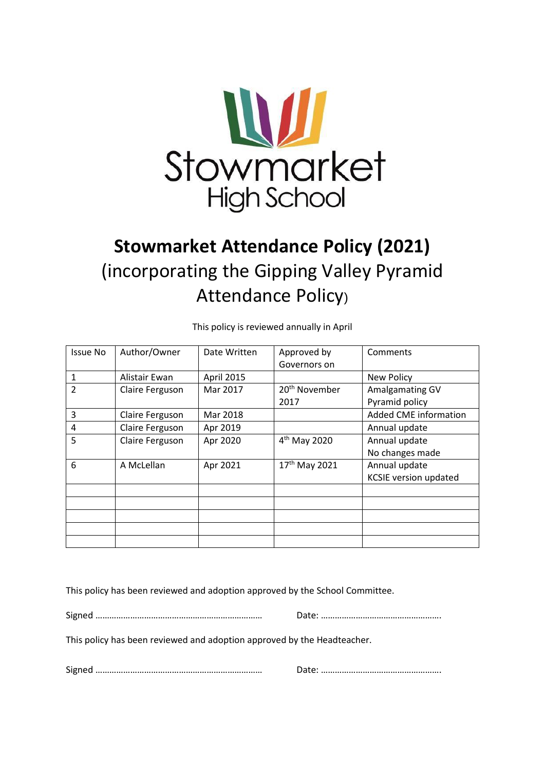Stowmarket High School

# Stowmarket Attendance Policy (2021)

## (incorporating the Gipping Valley Pyramid Attendance Policy)

This policy is reviewed annually in April

| Issue No | Author/Owner | Date Written | Approved by Governors on | Comments |
|---|---|---|---|---|
| 1 | Alistair Ewan | April 2015 | | New Policy |
| 2 | Claire Ferguson | Mar 2017 | 20th November 2017 | Amalgamating GV Pyramid policy |
| 3 | Claire Ferguson | Mar 2018 | | Added CME information |
| 4 | Claire Ferguson | Apr 2019 | | Annual update |
| 5 | Claire Ferguson | Apr 2020 | 4th May 2020 | Annual update<br>No changes made |
| 6 | A McLellan | Apr 2021 | 17th May 2021 | Annual update<br>KCSIE version updated |
| | | | | |
| | | | | |
| | | | | |
| | | | | |
| | | | | |

This policy has been reviewed and adoption approved by the School Committee.

Signed …………………………………………………………… Date: …………………………………………….

This policy has been reviewed and adoption approved by the Headteacher.

Signed …………………………………………………………… Date: …………………………………………….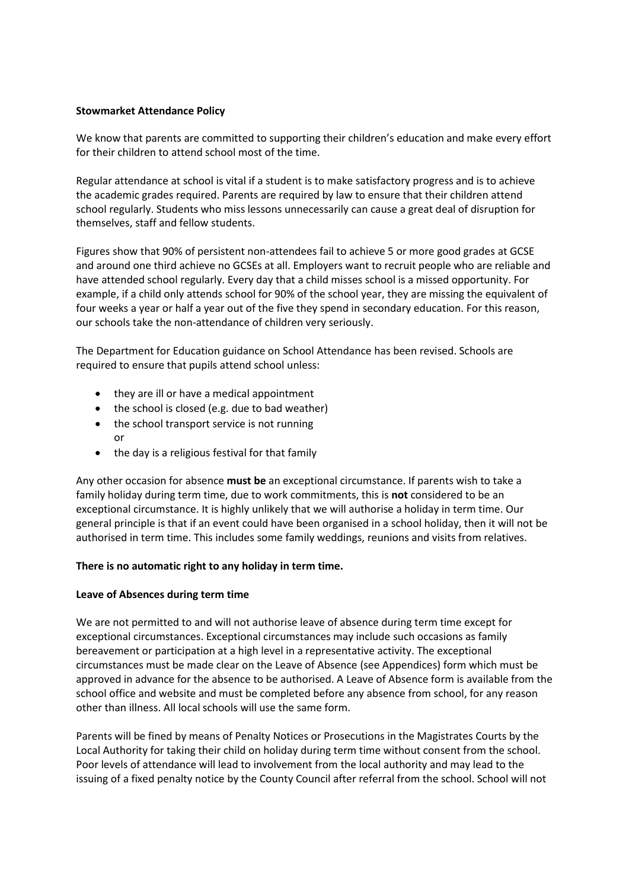**Stowmarket Attendance Policy**

We know that parents are committed to supporting their children's education and make every effort for their children to attend school most of the time.

Regular attendance at school is vital if a student is to make satisfactory progress and is to achieve the academic grades required. Parents are required by law to ensure that their children attend school regularly. Students who miss lessons unnecessarily can cause a great deal of disruption for themselves, staff and fellow students.

Figures show that 90% of persistent non-attendees fail to achieve 5 or more good grades at GCSE and around one third achieve no GCSEs at all. Employers want to recruit people who are reliable and have attended school regularly. Every day that a child misses school is a missed opportunity. For example, if a child only attends school for 90% of the school year, they are missing the equivalent of four weeks a year or half a year out of the five they spend in secondary education. For this reason, our schools take the non-attendance of children very seriously.

The Department for Education guidance on School Attendance has been revised. Schools are required to ensure that pupils attend school unless:

- they are ill or have a medical appointment
- the school is closed (e.g. due to bad weather)
- the school transport service is not running
  or
- the day is a religious festival for that family

Any other occasion for absence **must be** an exceptional circumstance. If parents wish to take a family holiday during term time, due to work commitments, this is **not** considered to be an exceptional circumstance. It is highly unlikely that we will authorise a holiday in term time. Our general principle is that if an event could have been organised in a school holiday, then it will not be authorised in term time. This includes some family weddings, reunions and visits from relatives.

**There is no automatic right to any holiday in term time.**

**Leave of Absences during term time**

We are not permitted to and will not authorise leave of absence during term time except for exceptional circumstances. Exceptional circumstances may include such occasions as family bereavement or participation at a high level in a representative activity. The exceptional circumstances must be made clear on the Leave of Absence (see Appendices) form which must be approved in advance for the absence to be authorised. A Leave of Absence form is available from the school office and website and must be completed before any absence from school, for any reason other than illness. All local schools will use the same form.

Parents will be fined by means of Penalty Notices or Prosecutions in the Magistrates Courts by the Local Authority for taking their child on holiday during term time without consent from the school. Poor levels of attendance will lead to involvement from the local authority and may lead to the issuing of a fixed penalty notice by the County Council after referral from the school. School will not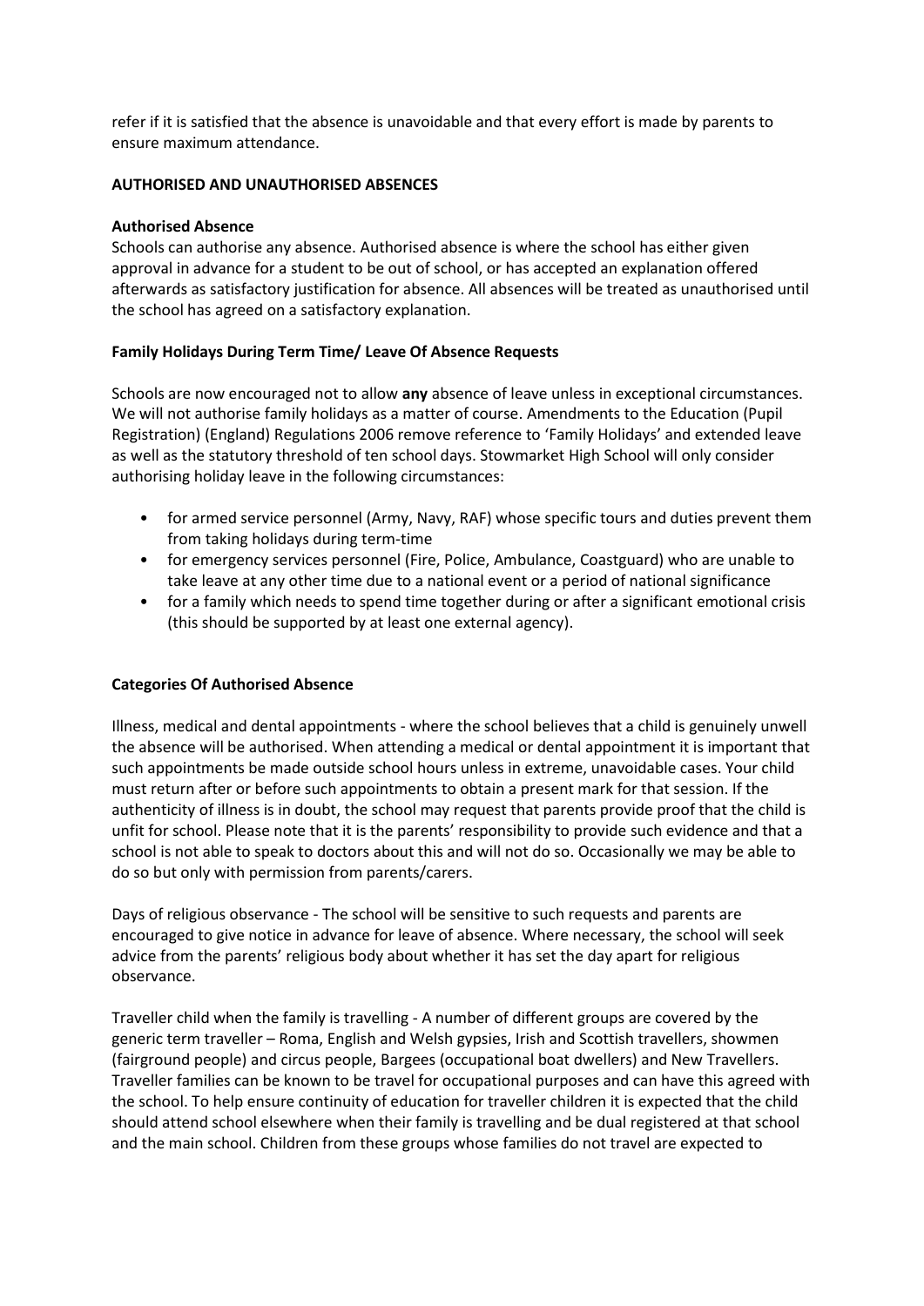refer if it is satisfied that the absence is unavoidable and that every effort is made by parents to ensure maximum attendance.

## AUTHORISED AND UNAUTHORISED ABSENCES

### Authorised Absence

Schools can authorise any absence. Authorised absence is where the school has either given approval in advance for a student to be out of school, or has accepted an explanation offered afterwards as satisfactory justification for absence. All absences will be treated as unauthorised until the school has agreed on a satisfactory explanation.

### Family Holidays During Term Time/ Leave Of Absence Requests

Schools are now encouraged not to allow **any** absence of leave unless in exceptional circumstances. We will not authorise family holidays as a matter of course. Amendments to the Education (Pupil Registration) (England) Regulations 2006 remove reference to 'Family Holidays' and extended leave as well as the statutory threshold of ten school days. Stowmarket High School will only consider authorising holiday leave in the following circumstances:

- for armed service personnel (Army, Navy, RAF) whose specific tours and duties prevent them from taking holidays during term-time
- for emergency services personnel (Fire, Police, Ambulance, Coastguard) who are unable to take leave at any other time due to a national event or a period of national significance
- for a family which needs to spend time together during or after a significant emotional crisis (this should be supported by at least one external agency).

### Categories Of Authorised Absence

Illness, medical and dental appointments - where the school believes that a child is genuinely unwell the absence will be authorised. When attending a medical or dental appointment it is important that such appointments be made outside school hours unless in extreme, unavoidable cases. Your child must return after or before such appointments to obtain a present mark for that session. If the authenticity of illness is in doubt, the school may request that parents provide proof that the child is unfit for school. Please note that it is the parents' responsibility to provide such evidence and that a school is not able to speak to doctors about this and will not do so. Occasionally we may be able to do so but only with permission from parents/carers.

Days of religious observance - The school will be sensitive to such requests and parents are encouraged to give notice in advance for leave of absence. Where necessary, the school will seek advice from the parents' religious body about whether it has set the day apart for religious observance.

Traveller child when the family is travelling - A number of different groups are covered by the generic term traveller – Roma, English and Welsh gypsies, Irish and Scottish travellers, showmen (fairground people) and circus people, Bargees (occupational boat dwellers) and New Travellers. Traveller families can be known to be travel for occupational purposes and can have this agreed with the school. To help ensure continuity of education for traveller children it is expected that the child should attend school elsewhere when their family is travelling and be dual registered at that school and the main school. Children from these groups whose families do not travel are expected to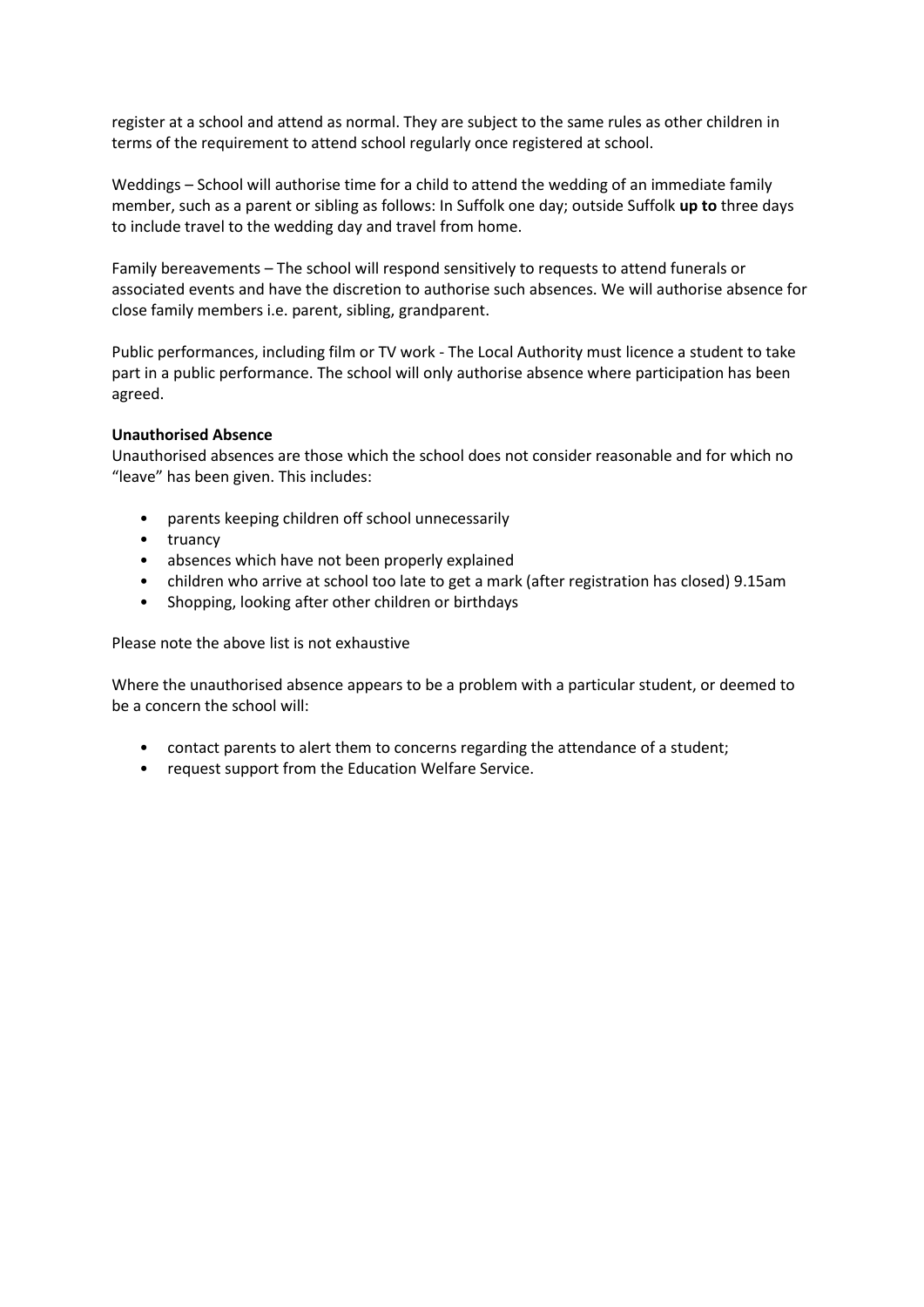register at a school and attend as normal. They are subject to the same rules as other children in terms of the requirement to attend school regularly once registered at school.

Weddings – School will authorise time for a child to attend the wedding of an immediate family member, such as a parent or sibling as follows: In Suffolk one day; outside Suffolk **up to** three days to include travel to the wedding day and travel from home.

Family bereavements – The school will respond sensitively to requests to attend funerals or associated events and have the discretion to authorise such absences. We will authorise absence for close family members i.e. parent, sibling, grandparent.

Public performances, including film or TV work - The Local Authority must licence a student to take part in a public performance. The school will only authorise absence where participation has been agreed.

**Unauthorised Absence**

Unauthorised absences are those which the school does not consider reasonable and for which no "leave" has been given. This includes:

- parents keeping children off school unnecessarily
- truancy
- absences which have not been properly explained
- children who arrive at school too late to get a mark (after registration has closed) 9.15am
- Shopping, looking after other children or birthdays

Please note the above list is not exhaustive

Where the unauthorised absence appears to be a problem with a particular student, or deemed to be a concern the school will:

- contact parents to alert them to concerns regarding the attendance of a student;
- request support from the Education Welfare Service.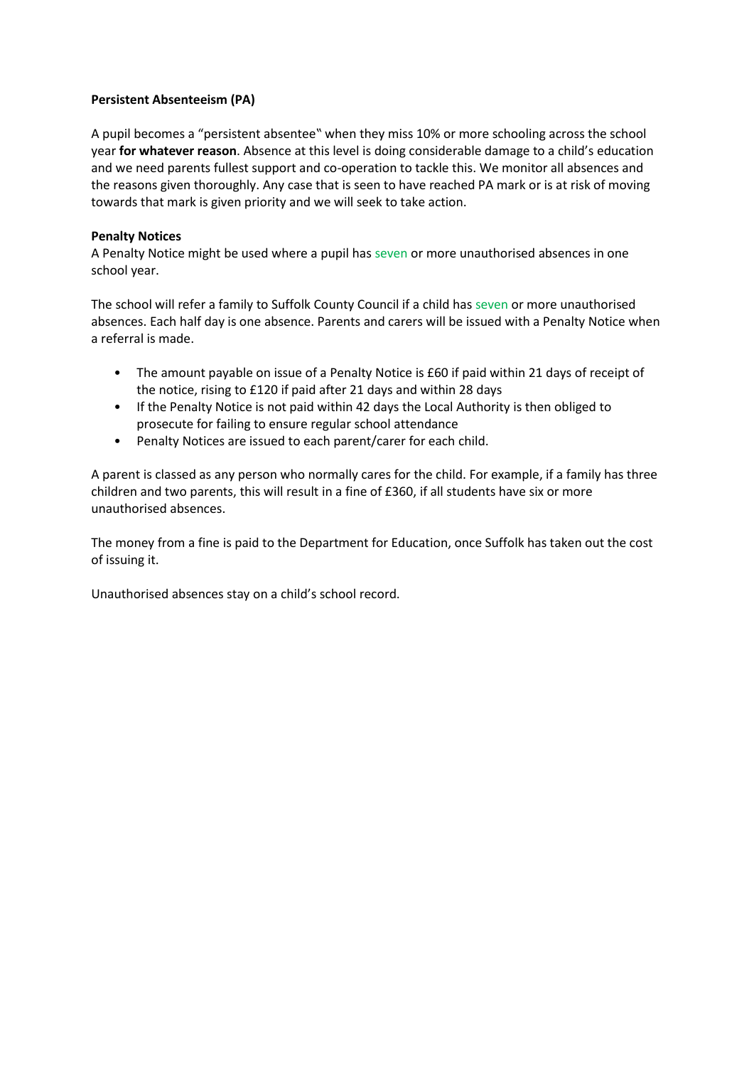**Persistent Absenteeism (PA)**

A pupil becomes a "persistent absentee" when they miss 10% or more schooling across the school year **for whatever reason**. Absence at this level is doing considerable damage to a child's education and we need parents fullest support and co-operation to tackle this. We monitor all absences and the reasons given thoroughly. Any case that is seen to have reached PA mark or is at risk of moving towards that mark is given priority and we will seek to take action.

**Penalty Notices**

A Penalty Notice might be used where a pupil has seven or more unauthorised absences in one school year.

The school will refer a family to Suffolk County Council if a child has seven or more unauthorised absences. Each half day is one absence. Parents and carers will be issued with a Penalty Notice when a referral is made.

- The amount payable on issue of a Penalty Notice is £60 if paid within 21 days of receipt of the notice, rising to £120 if paid after 21 days and within 28 days
- If the Penalty Notice is not paid within 42 days the Local Authority is then obliged to prosecute for failing to ensure regular school attendance
- Penalty Notices are issued to each parent/carer for each child.

A parent is classed as any person who normally cares for the child. For example, if a family has three children and two parents, this will result in a fine of £360, if all students have six or more unauthorised absences.

The money from a fine is paid to the Department for Education, once Suffolk has taken out the cost of issuing it.

Unauthorised absences stay on a child's school record.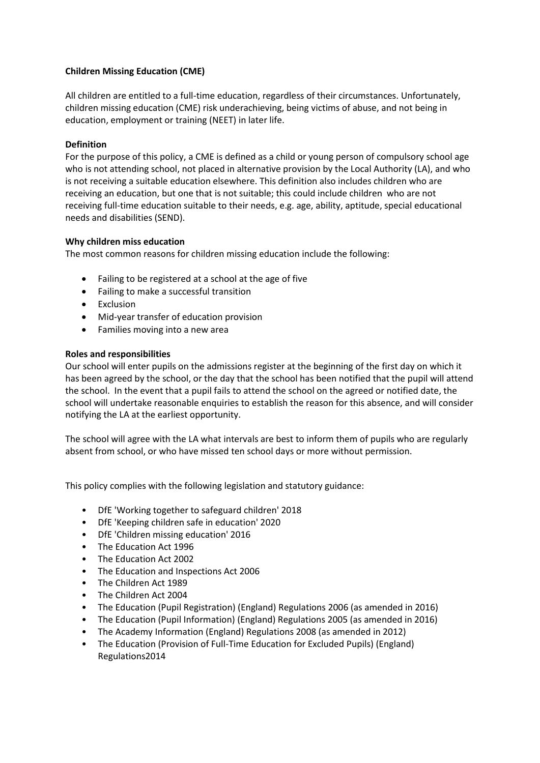**Children Missing Education (CME)**

All children are entitled to a full-time education, regardless of their circumstances. Unfortunately, children missing education (CME) risk underachieving, being victims of abuse, and not being in education, employment or training (NEET) in later life.

**Definition**

For the purpose of this policy, a CME is defined as a child or young person of compulsory school age who is not attending school, not placed in alternative provision by the Local Authority (LA), and who is not receiving a suitable education elsewhere. This definition also includes children who are receiving an education, but one that is not suitable; this could include children who are not receiving full-time education suitable to their needs, e.g. age, ability, aptitude, special educational needs and disabilities (SEND).

**Why children miss education**

The most common reasons for children missing education include the following:

- Failing to be registered at a school at the age of five
- Failing to make a successful transition
- Exclusion
- Mid-year transfer of education provision
- Families moving into a new area

**Roles and responsibilities**

Our school will enter pupils on the admissions register at the beginning of the first day on which it has been agreed by the school, or the day that the school has been notified that the pupil will attend the school. In the event that a pupil fails to attend the school on the agreed or notified date, the school will undertake reasonable enquiries to establish the reason for this absence, and will consider notifying the LA at the earliest opportunity.

The school will agree with the LA what intervals are best to inform them of pupils who are regularly absent from school, or who have missed ten school days or more without permission.

This policy complies with the following legislation and statutory guidance:

- DfE 'Working together to safeguard children' 2018
- DfE 'Keeping children safe in education' 2020
- DfE 'Children missing education' 2016
- The Education Act 1996
- The Education Act 2002
- The Education and Inspections Act 2006
- The Children Act 1989
- The Children Act 2004
- The Education (Pupil Registration) (England) Regulations 2006 (as amended in 2016)
- The Education (Pupil Information) (England) Regulations 2005 (as amended in 2016)
- The Academy Information (England) Regulations 2008 (as amended in 2012)
- The Education (Provision of Full-Time Education for Excluded Pupils) (England) Regulations2014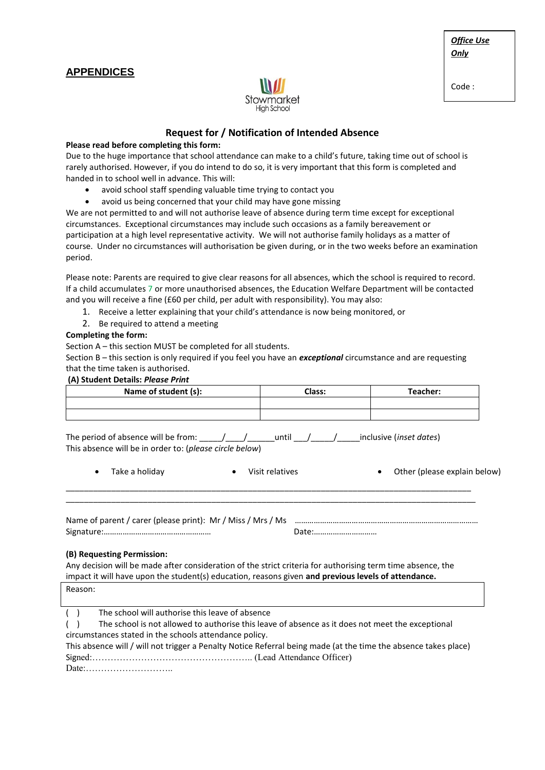**Office Use Only**

Code :

## APPENDICES

Stowmarket High School

### Request for / Notification of Intended Absence

**Please read before completing this form:**

Due to the huge importance that school attendance can make to a child's future, taking time out of school is rarely authorised. However, if you do intend to do so, it is very important that this form is completed and handed in to school well in advance. This will:

- avoid school staff spending valuable time trying to contact you
- avoid us being concerned that your child may have gone missing

We are not permitted to and will not authorise leave of absence during term time except for exceptional circumstances. Exceptional circumstances may include such occasions as a family bereavement or participation at a high level representative activity. We will not authorise family holidays as a matter of course. Under no circumstances will authorisation be given during, or in the two weeks before an examination period.

Please note: Parents are required to give clear reasons for all absences, which the school is required to record. If a child accumulates 7 or more unauthorised absences, the Education Welfare Department will be contacted and you will receive a fine (£60 per child, per adult with responsibility). You may also:

1. Receive a letter explaining that your child's attendance is now being monitored, or
2. Be required to attend a meeting

**Completing the form:**

Section A – this section MUST be completed for all students.

Section B – this section is only required if you feel you have an ***exceptional*** circumstance and are requesting that the time taken is authorised.

**(A) Student Details: *Please Print***

| Name of student (s): | Class: | Teacher: |
|---|---|---|
| | | |
| | | |

The period of absence will be from: _____/____/______until ___/_____/_____inclusive (*inset dates*)

This absence will be in order to: (*please circle below*)

- Take a holiday
- Visit relatives
- Other (please explain below)

_______________________________________________________________________________________

_______________________________________________________________________________________

Name of parent / carer (please print): Mr / Miss / Mrs / Ms ……………………………………………………………………………

Signature:…………………………………………… Date:…………………………

**(B) Requesting Permission:**

Any decision will be made after consideration of the strict criteria for authorising term time absence, the impact it will have upon the student(s) education, reasons given **and previous levels of attendance.**

| Reason: |
|---|

( ) The school will authorise this leave of absence

( ) The school is not allowed to authorise this leave of absence as it does not meet the exceptional circumstances stated in the schools attendance policy.

This absence will / will not trigger a Penalty Notice Referral being made (at the time the absence takes place)

Signed:…………………………………………….. (Lead Attendance Officer)

Date:………………………..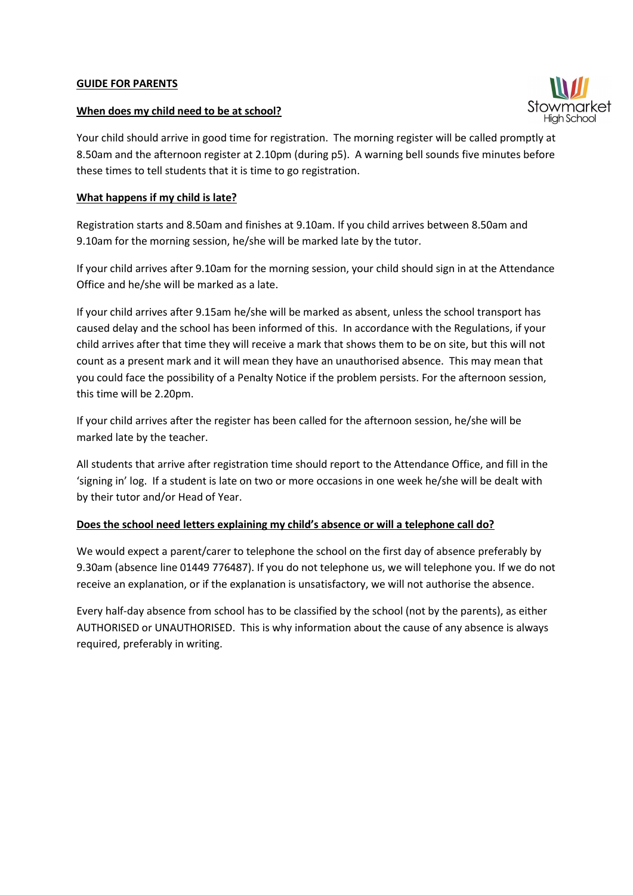**GUIDE FOR PARENTS**

**When does my child need to be at school?**

Your child should arrive in good time for registration. The morning register will be called promptly at 8.50am and the afternoon register at 2.10pm (during p5). A warning bell sounds five minutes before these times to tell students that it is time to go registration.

**What happens if my child is late?**

Registration starts and 8.50am and finishes at 9.10am. If you child arrives between 8.50am and 9.10am for the morning session, he/she will be marked late by the tutor.

If your child arrives after 9.10am for the morning session, your child should sign in at the Attendance Office and he/she will be marked as a late.

If your child arrives after 9.15am he/she will be marked as absent, unless the school transport has caused delay and the school has been informed of this. In accordance with the Regulations, if your child arrives after that time they will receive a mark that shows them to be on site, but this will not count as a present mark and it will mean they have an unauthorised absence. This may mean that you could face the possibility of a Penalty Notice if the problem persists. For the afternoon session, this time will be 2.20pm.

If your child arrives after the register has been called for the afternoon session, he/she will be marked late by the teacher.

All students that arrive after registration time should report to the Attendance Office, and fill in the 'signing in' log. If a student is late on two or more occasions in one week he/she will be dealt with by their tutor and/or Head of Year.

**Does the school need letters explaining my child's absence or will a telephone call do?**

We would expect a parent/carer to telephone the school on the first day of absence preferably by 9.30am (absence line 01449 776487). If you do not telephone us, we will telephone you. If we do not receive an explanation, or if the explanation is unsatisfactory, we will not authorise the absence.

Every half-day absence from school has to be classified by the school (not by the parents), as either AUTHORISED or UNAUTHORISED. This is why information about the cause of any absence is always required, preferably in writing.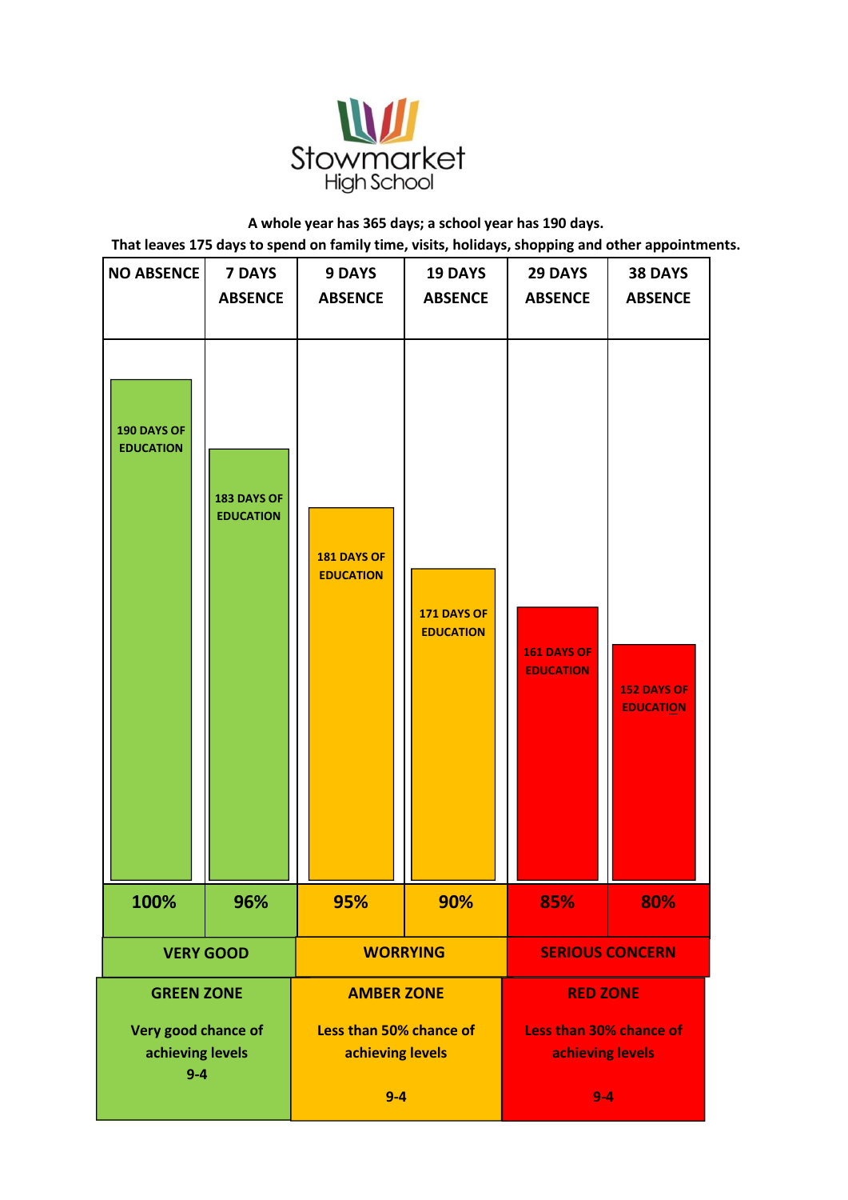Stowmarket High School

**A whole year has 365 days; a school year has 190 days.**
**That leaves 175 days to spend on family time, visits, holidays, shopping and other appointments.**

| NO ABSENCE | 7 DAYS ABSENCE | 9 DAYS ABSENCE | 19 DAYS ABSENCE | 29 DAYS ABSENCE | 38 DAYS ABSENCE |
|---|---|---|---|---|---|
| 190 DAYS OF EDUCATION | 183 DAYS OF EDUCATION | 181 DAYS OF EDUCATION | 171 DAYS OF EDUCATION | 161 DAYS OF EDUCATION | 152 DAYS OF EDUCATION |
| **100%** | **96%** | **95%** | **90%** | **85%** | **80%** |
| **VERY GOOD** | | **WORRYING** | | **SERIOUS CONCERN** | |

| GREEN ZONE | AMBER ZONE | RED ZONE |
|---|---|---|
| Very good chance of achieving levels 9-4 | Less than 50% chance of achieving levels 9-4 | Less than 30% chance of achieving levels 9-4 |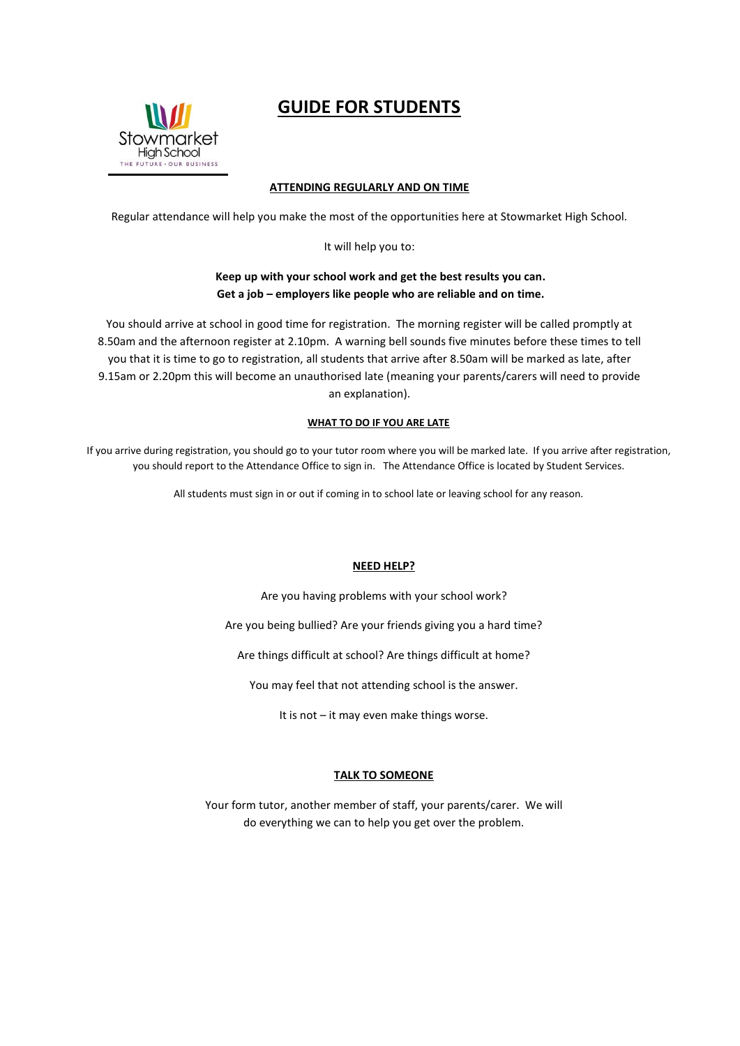Stowmarket High School
THE FUTURE • OUR BUSINESS

# GUIDE FOR STUDENTS

## ATTENDING REGULARLY AND ON TIME

Regular attendance will help you make the most of the opportunities here at Stowmarket High School.

It will help you to:

**Keep up with your school work and get the best results you can.**
**Get a job – employers like people who are reliable and on time.**

You should arrive at school in good time for registration. The morning register will be called promptly at 8.50am and the afternoon register at 2.10pm. A warning bell sounds five minutes before these times to tell you that it is time to go to registration, all students that arrive after 8.50am will be marked as late, after 9.15am or 2.20pm this will become an unauthorised late (meaning your parents/carers will need to provide an explanation).

### WHAT TO DO IF YOU ARE LATE

If you arrive during registration, you should go to your tutor room where you will be marked late. If you arrive after registration, you should report to the Attendance Office to sign in. The Attendance Office is located by Student Services.

All students must sign in or out if coming in to school late or leaving school for any reason.

## NEED HELP?

Are you having problems with your school work?

Are you being bullied? Are your friends giving you a hard time?

Are things difficult at school? Are things difficult at home?

You may feel that not attending school is the answer.

It is not – it may even make things worse.

## TALK TO SOMEONE

Your form tutor, another member of staff, your parents/carer. We will do everything we can to help you get over the problem.